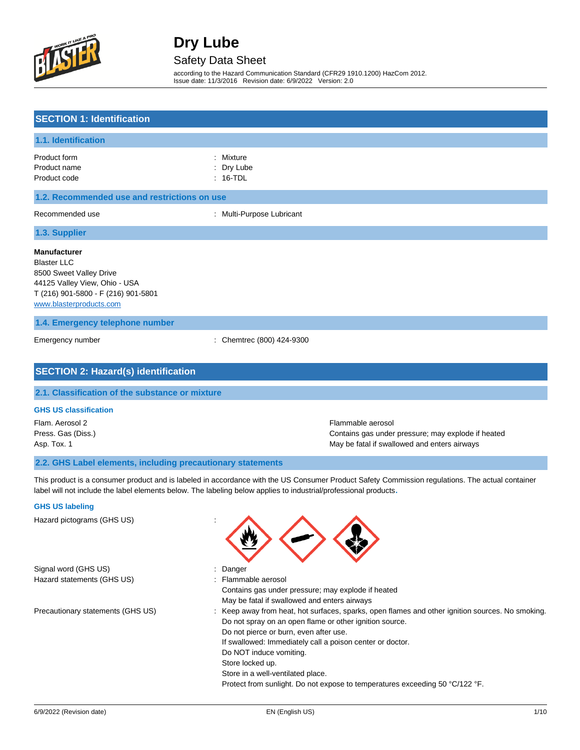# Dry Lube

## Safety Data Sheet

according to the Hazard Communication Standard (CFR29 1910.1200) HazCom 2012.
Issue date: 11/3/2016 Revision date: 6/9/2022 Version: 2.0

## SECTION 1: Identification

### 1.1. Identification

Product form : Mixture
Product name : Dry Lube
Product code : 16-TDL

### 1.2. Recommended use and restrictions on use

Recommended use : Multi-Purpose Lubricant

### 1.3. Supplier

**Manufacturer**
Blaster LLC
8500 Sweet Valley Drive
44125 Valley View, Ohio - USA
T (216) 901-5800 - F (216) 901-5801
www.blasterproducts.com

### 1.4. Emergency telephone number

Emergency number : Chemtrec (800) 424-9300

## SECTION 2: Hazard(s) identification

### 2.1. Classification of the substance or mixture

**GHS US classification**

| | |
|---|---|
| Flam. Aerosol 2 | Flammable aerosol |
| Press. Gas (Diss.) | Contains gas under pressure; may explode if heated |
| Asp. Tox. 1 | May be fatal if swallowed and enters airways |

### 2.2. GHS Label elements, including precautionary statements

This product is a consumer product and is labeled in accordance with the US Consumer Product Safety Commission regulations. The actual container label will not include the label elements below. The labeling below applies to industrial/professional products.

**GHS US labeling**

Hazard pictograms (GHS US) :

Signal word (GHS US) : Danger

Hazard statements (GHS US) : Flammable aerosol
Contains gas under pressure; may explode if heated
May be fatal if swallowed and enters airways

Precautionary statements (GHS US) : Keep away from heat, hot surfaces, sparks, open flames and other ignition sources. No smoking.
Do not spray on an open flame or other ignition source.
Do not pierce or burn, even after use.
If swallowed: Immediately call a poison center or doctor.
Do NOT induce vomiting.
Store locked up.
Store in a well-ventilated place.
Protect from sunlight. Do not expose to temperatures exceeding 50 °C/122 °F.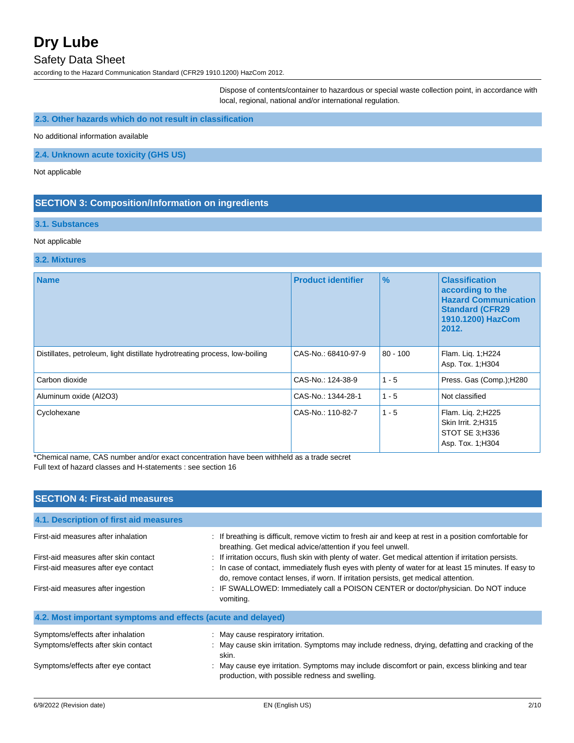Dispose of contents/container to hazardous or special waste collection point, in accordance with local, regional, national and/or international regulation.

### 2.3. Other hazards which do not result in classification

No additional information available

### 2.4. Unknown acute toxicity (GHS US)

Not applicable

## SECTION 3: Composition/Information on ingredients

### 3.1. Substances

Not applicable

### 3.2. Mixtures

| Name | Product identifier | % | Classification according to the Hazard Communication Standard (CFR29 1910.1200) HazCom 2012. |
|---|---|---|---|
| Distillates, petroleum, light distillate hydrotreating process, low-boiling | CAS-No.: 68410-97-9 | 80 - 100 | Flam. Liq. 1;H224<br>Asp. Tox. 1;H304 |
| Carbon dioxide | CAS-No.: 124-38-9 | 1 - 5 | Press. Gas (Comp.);H280 |
| Aluminum oxide (Al2O3) | CAS-No.: 1344-28-1 | 1 - 5 | Not classified |
| Cyclohexane | CAS-No.: 110-82-7 | 1 - 5 | Flam. Liq. 2;H225<br>Skin Irrit. 2;H315<br>STOT SE 3;H336<br>Asp. Tox. 1;H304 |

*Chemical name, CAS number and/or exact concentration have been withheld as a trade secret
Full text of hazard classes and H-statements : see section 16

## SECTION 4: First-aid measures

### 4.1. Description of first aid measures

First-aid measures after inhalation : If breathing is difficult, remove victim to fresh air and keep at rest in a position comfortable for breathing. Get medical advice/attention if you feel unwell.

First-aid measures after skin contact : If irritation occurs, flush skin with plenty of water. Get medical attention if irritation persists.

First-aid measures after eye contact : In case of contact, immediately flush eyes with plenty of water for at least 15 minutes. If easy to do, remove contact lenses, if worn. If irritation persists, get medical attention.

First-aid measures after ingestion : IF SWALLOWED: Immediately call a POISON CENTER or doctor/physician. Do NOT induce vomiting.

### 4.2. Most important symptoms and effects (acute and delayed)

Symptoms/effects after inhalation : May cause respiratory irritation.

Symptoms/effects after skin contact : May cause skin irritation. Symptoms may include redness, drying, defatting and cracking of the skin.

Symptoms/effects after eye contact : May cause eye irritation. Symptoms may include discomfort or pain, excess blinking and tear production, with possible redness and swelling.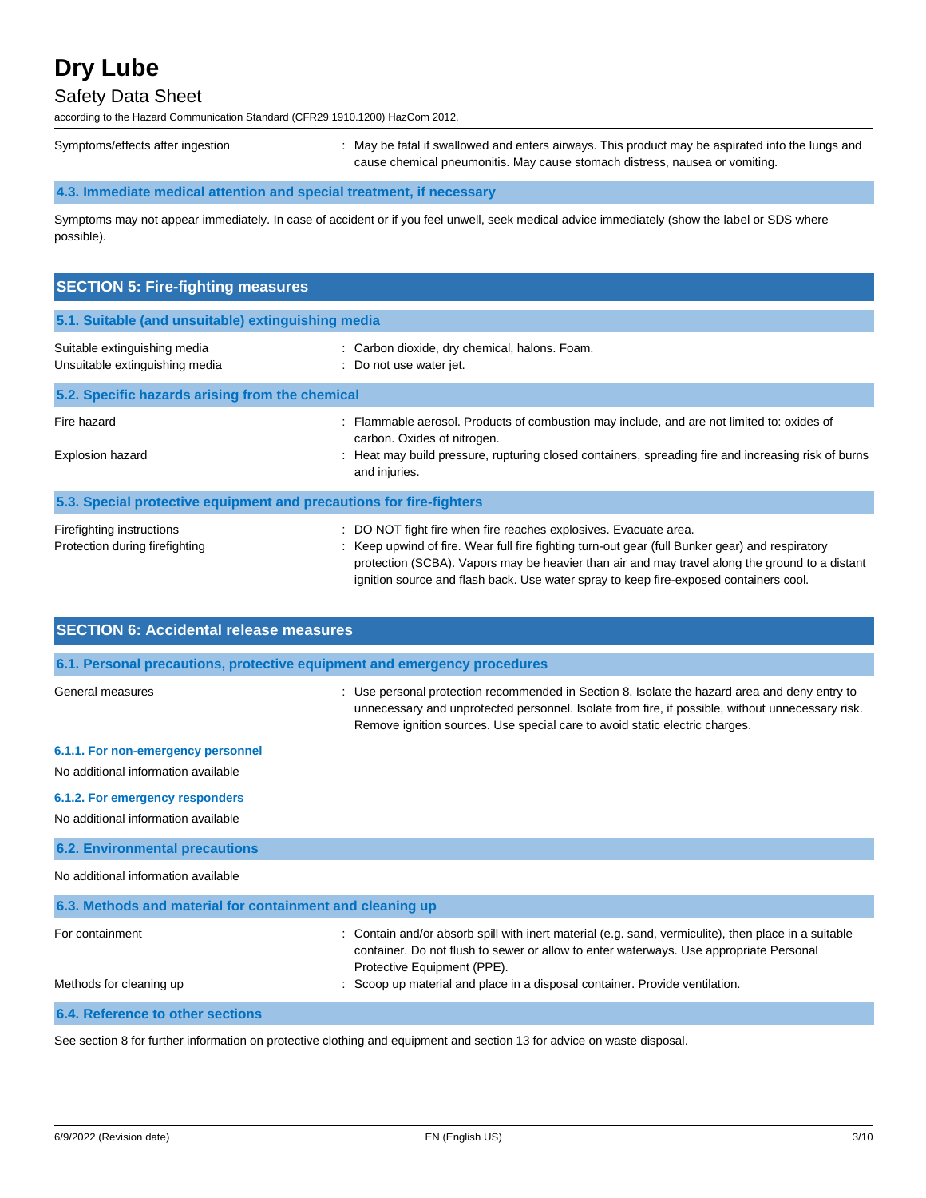Symptoms/effects after ingestion : May be fatal if swallowed and enters airways. This product may be aspirated into the lungs and cause chemical pneumonitis. May cause stomach distress, nausea or vomiting.

### 4.3. Immediate medical attention and special treatment, if necessary

Symptoms may not appear immediately. In case of accident or if you feel unwell, seek medical advice immediately (show the label or SDS where possible).

## SECTION 5: Fire-fighting measures

### 5.1. Suitable (and unsuitable) extinguishing media

Suitable extinguishing media : Carbon dioxide, dry chemical, halons. Foam.

Unsuitable extinguishing media : Do not use water jet.

### 5.2. Specific hazards arising from the chemical

Fire hazard : Flammable aerosol. Products of combustion may include, and are not limited to: oxides of carbon. Oxides of nitrogen.

Explosion hazard : Heat may build pressure, rupturing closed containers, spreading fire and increasing risk of burns and injuries.

### 5.3. Special protective equipment and precautions for fire-fighters

Firefighting instructions : DO NOT fight fire when fire reaches explosives. Evacuate area.

Protection during firefighting : Keep upwind of fire. Wear full fire fighting turn-out gear (full Bunker gear) and respiratory protection (SCBA). Vapors may be heavier than air and may travel along the ground to a distant ignition source and flash back. Use water spray to keep fire-exposed containers cool.

## SECTION 6: Accidental release measures

### 6.1. Personal precautions, protective equipment and emergency procedures

General measures : Use personal protection recommended in Section 8. Isolate the hazard area and deny entry to unnecessary and unprotected personnel. Isolate from fire, if possible, without unnecessary risk. Remove ignition sources. Use special care to avoid static electric charges.

#### 6.1.1. For non-emergency personnel

No additional information available

#### 6.1.2. For emergency responders

No additional information available

### 6.2. Environmental precautions

No additional information available

### 6.3. Methods and material for containment and cleaning up

For containment : Contain and/or absorb spill with inert material (e.g. sand, vermiculite), then place in a suitable container. Do not flush to sewer or allow to enter waterways. Use appropriate Personal Protective Equipment (PPE).

Methods for cleaning up : Scoop up material and place in a disposal container. Provide ventilation.

### 6.4. Reference to other sections

See section 8 for further information on protective clothing and equipment and section 13 for advice on waste disposal.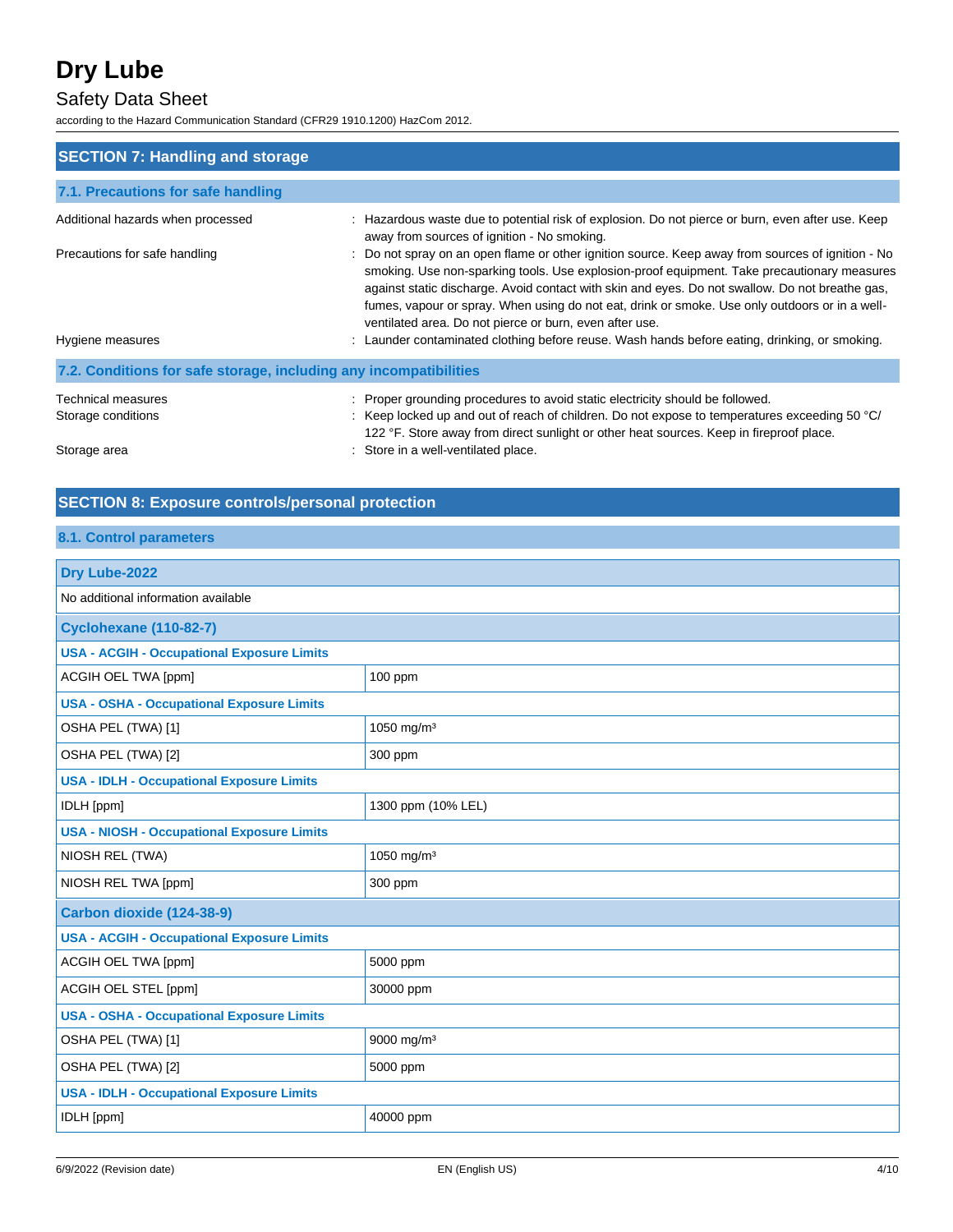## SECTION 7: Handling and storage

### 7.1. Precautions for safe handling

| | |
|---|---|
| Additional hazards when processed | : Hazardous waste due to potential risk of explosion. Do not pierce or burn, even after use. Keep away from sources of ignition - No smoking. |
| Precautions for safe handling | : Do not spray on an open flame or other ignition source. Keep away from sources of ignition - No smoking. Use non-sparking tools. Use explosion-proof equipment. Take precautionary measures against static discharge. Avoid contact with skin and eyes. Do not swallow. Do not breathe gas, fumes, vapour or spray. When using do not eat, drink or smoke. Use only outdoors or in a well-ventilated area. Do not pierce or burn, even after use. |
| Hygiene measures | : Launder contaminated clothing before reuse. Wash hands before eating, drinking, or smoking. |

### 7.2. Conditions for safe storage, including any incompatibilities

| | |
|---|---|
| Technical measures | : Proper grounding procedures to avoid static electricity should be followed. |
| Storage conditions | : Keep locked up and out of reach of children. Do not expose to temperatures exceeding 50 °C/ 122 °F. Store away from direct sunlight or other heat sources. Keep in fireproof place. |
| Storage area | : Store in a well-ventilated place. |

## SECTION 8: Exposure controls/personal protection

### 8.1. Control parameters

| Dry Lube-2022 | |
|---|---|
| No additional information available | |
| **Cyclohexane (110-82-7)** | |
| **USA - ACGIH - Occupational Exposure Limits** | |
| ACGIH OEL TWA [ppm] | 100 ppm |
| **USA - OSHA - Occupational Exposure Limits** | |
| OSHA PEL (TWA) [1] | 1050 mg/m³ |
| OSHA PEL (TWA) [2] | 300 ppm |
| **USA - IDLH - Occupational Exposure Limits** | |
| IDLH [ppm] | 1300 ppm (10% LEL) |
| **USA - NIOSH - Occupational Exposure Limits** | |
| NIOSH REL (TWA) | 1050 mg/m³ |
| NIOSH REL TWA [ppm] | 300 ppm |
| **Carbon dioxide (124-38-9)** | |
| **USA - ACGIH - Occupational Exposure Limits** | |
| ACGIH OEL TWA [ppm] | 5000 ppm |
| ACGIH OEL STEL [ppm] | 30000 ppm |
| **USA - OSHA - Occupational Exposure Limits** | |
| OSHA PEL (TWA) [1] | 9000 mg/m³ |
| OSHA PEL (TWA) [2] | 5000 ppm |
| **USA - IDLH - Occupational Exposure Limits** | |
| IDLH [ppm] | 40000 ppm |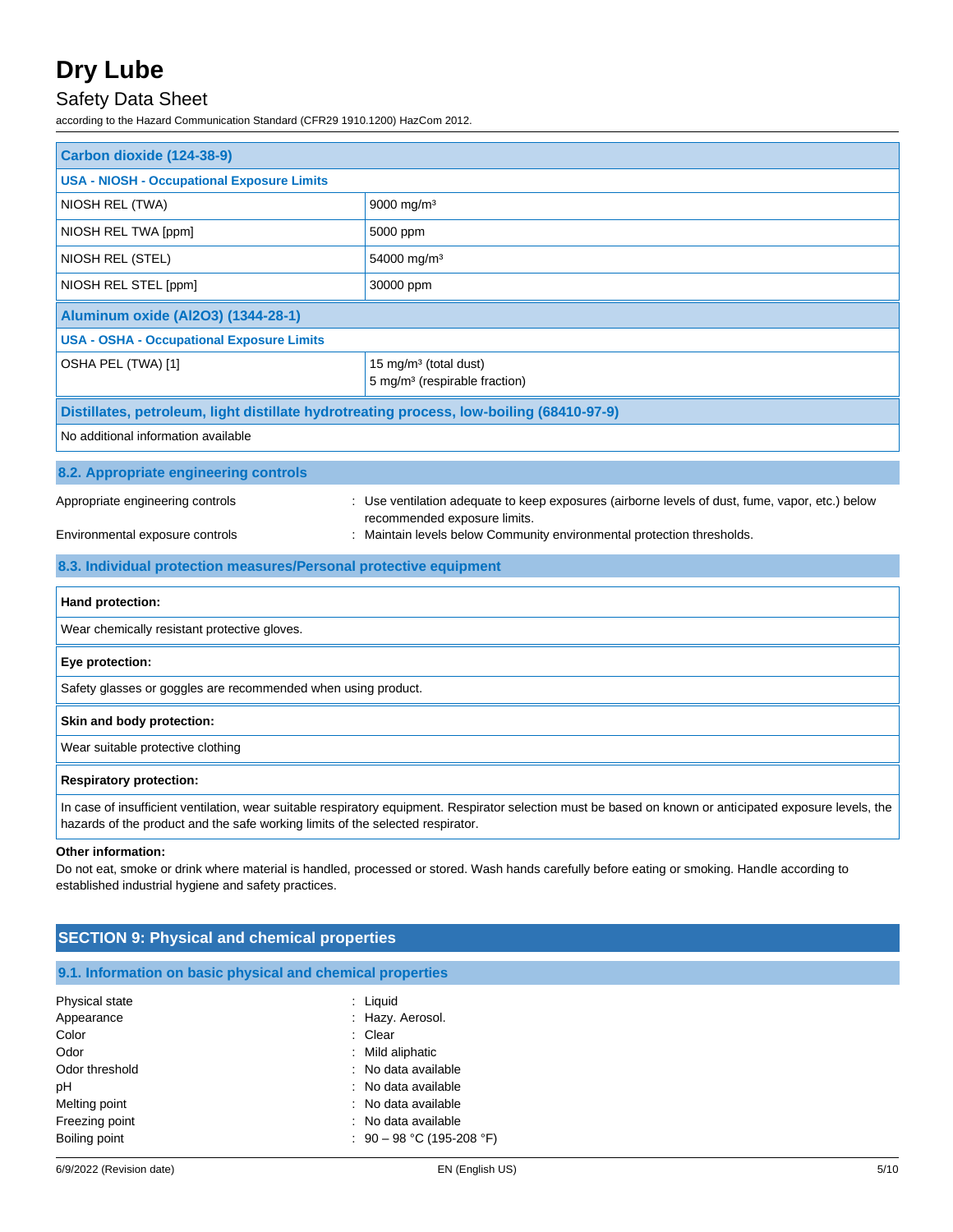| Carbon dioxide (124-38-9) | |
|---|---|
| **USA - NIOSH - Occupational Exposure Limits** | |
| NIOSH REL (TWA) | 9000 mg/m³ |
| NIOSH REL TWA [ppm] | 5000 ppm |
| NIOSH REL (STEL) | 54000 mg/m³ |
| NIOSH REL STEL [ppm] | 30000 ppm |

| Aluminum oxide ($Al_2O_3$) (1344-28-1) | |
|---|---|
| **USA - OSHA - Occupational Exposure Limits** | |
| OSHA PEL (TWA) [1] | 15 mg/m³ (total dust)<br>5 mg/m³ (respirable fraction) |

| Distillates, petroleum, light distillate hydrotreating process, low-boiling (68410-97-9) |
|---|
| No additional information available |

### 8.2. Appropriate engineering controls

Appropriate engineering controls : Use ventilation adequate to keep exposures (airborne levels of dust, fume, vapor, etc.) below recommended exposure limits.

Environmental exposure controls : Maintain levels below Community environmental protection thresholds.

### 8.3. Individual protection measures/Personal protective equipment

**Hand protection:**

Wear chemically resistant protective gloves.

**Eye protection:**

Safety glasses or goggles are recommended when using product.

**Skin and body protection:**

Wear suitable protective clothing

**Respiratory protection:**

In case of insufficient ventilation, wear suitable respiratory equipment. Respirator selection must be based on known or anticipated exposure levels, the hazards of the product and the safe working limits of the selected respirator.

**Other information:**

Do not eat, smoke or drink where material is handled, processed or stored. Wash hands carefully before eating or smoking. Handle according to established industrial hygiene and safety practices.

## SECTION 9: Physical and chemical properties

### 9.1. Information on basic physical and chemical properties

Physical state : Liquid
Appearance : Hazy. Aerosol.
Color : Clear
Odor : Mild aliphatic
Odor threshold : No data available
pH : No data available
Melting point : No data available
Freezing point : No data available
Boiling point : 90 – 98 °C (195-208 °F)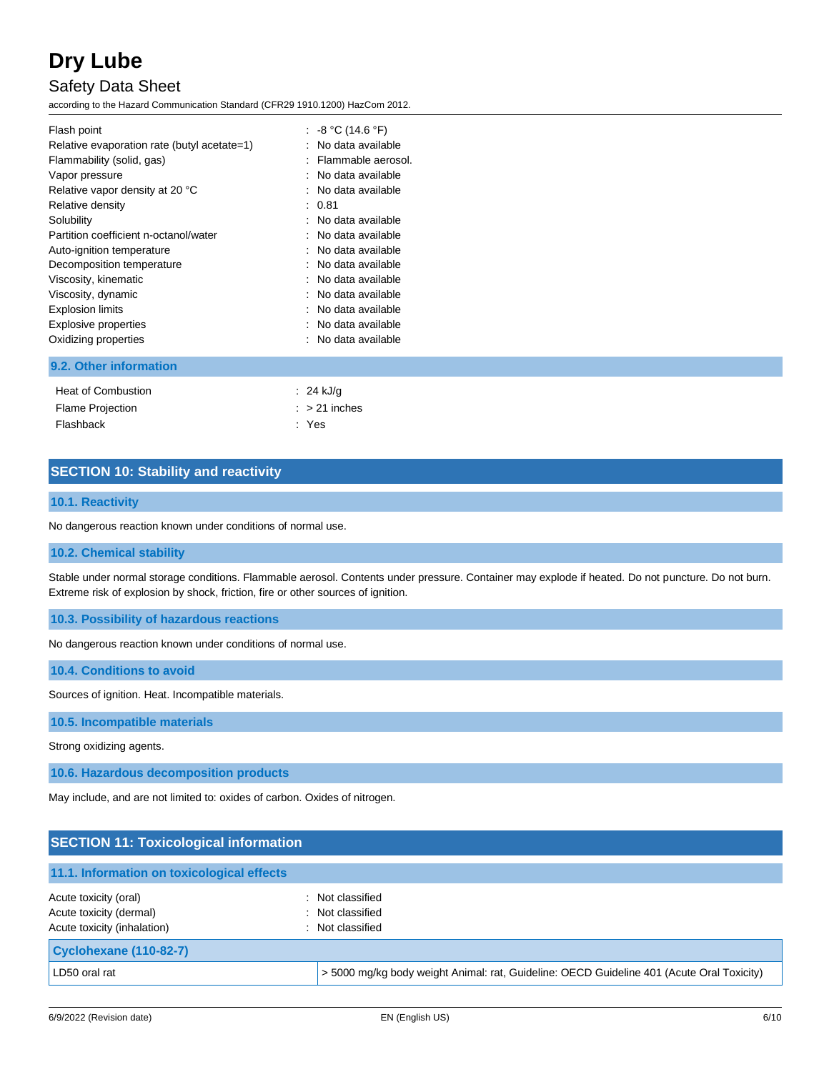| | |
|---|---|
| Flash point | : -8 °C (14.6 °F) |
| Relative evaporation rate (butyl acetate=1) | : No data available |
| Flammability (solid, gas) | : Flammable aerosol. |
| Vapor pressure | : No data available |
| Relative vapor density at 20 °C | : No data available |
| Relative density | : 0.81 |
| Solubility | : No data available |
| Partition coefficient n-octanol/water | : No data available |
| Auto-ignition temperature | : No data available |
| Decomposition temperature | : No data available |
| Viscosity, kinematic | : No data available |
| Viscosity, dynamic | : No data available |
| Explosion limits | : No data available |
| Explosive properties | : No data available |
| Oxidizing properties | : No data available |

### 9.2. Other information

| | |
|---|---|
| Heat of Combustion | : 24 kJ/g |
| Flame Projection | : > 21 inches |
| Flashback | : Yes |

## SECTION 10: Stability and reactivity

### 10.1. Reactivity

No dangerous reaction known under conditions of normal use.

### 10.2. Chemical stability

Stable under normal storage conditions. Flammable aerosol. Contents under pressure. Container may explode if heated. Do not puncture. Do not burn. Extreme risk of explosion by shock, friction, fire or other sources of ignition.

### 10.3. Possibility of hazardous reactions

No dangerous reaction known under conditions of normal use.

### 10.4. Conditions to avoid

Sources of ignition. Heat. Incompatible materials.

### 10.5. Incompatible materials

Strong oxidizing agents.

### 10.6. Hazardous decomposition products

May include, and are not limited to: oxides of carbon. Oxides of nitrogen.

## SECTION 11: Toxicological information

### 11.1. Information on toxicological effects

| | |
|---|---|
| Acute toxicity (oral) | : Not classified |
| Acute toxicity (dermal) | : Not classified |
| Acute toxicity (inhalation) | : Not classified |

| Cyclohexane (110-82-7) | |
|---|---|
| LD50 oral rat | > 5000 mg/kg body weight Animal: rat, Guideline: OECD Guideline 401 (Acute Oral Toxicity) |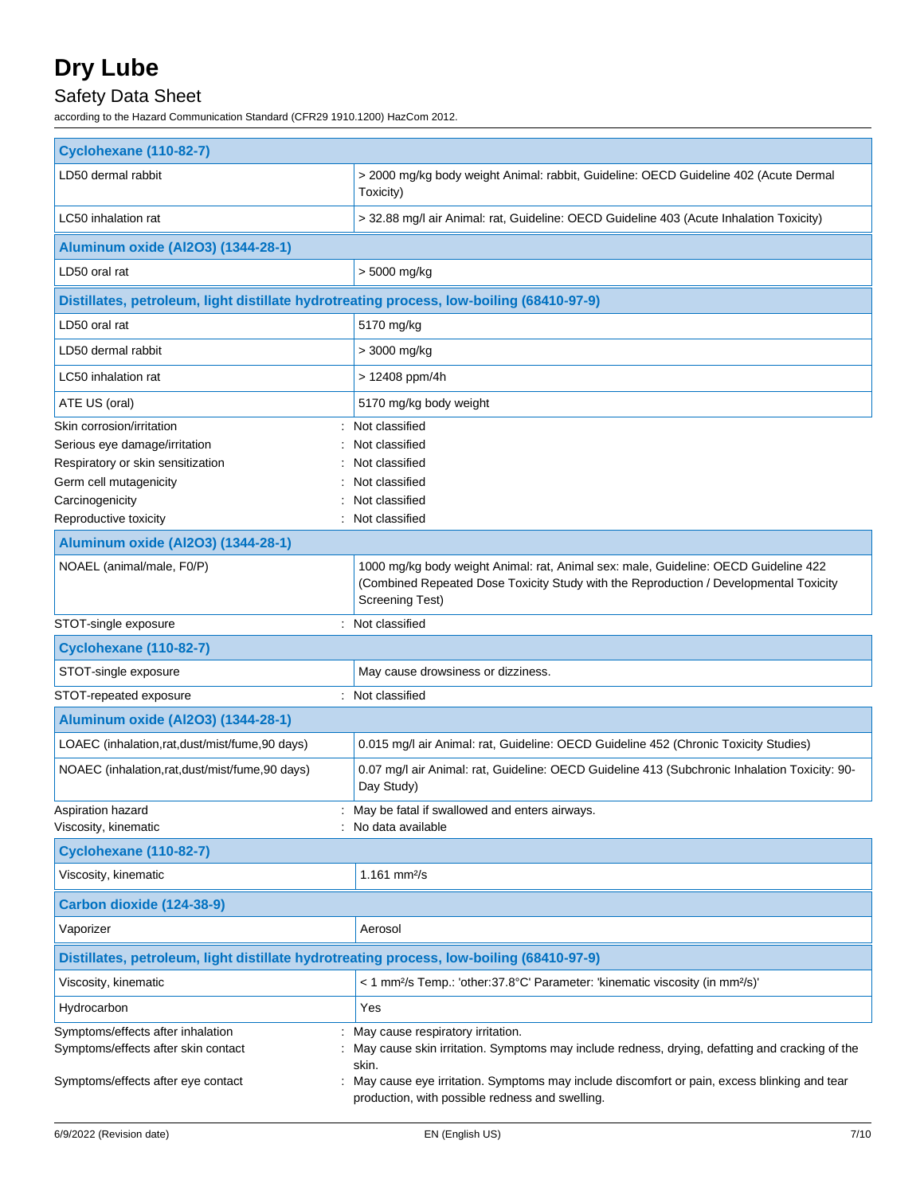| Cyclohexane (110-82-7) | |
|---|---|
| LD50 dermal rabbit | > 2000 mg/kg body weight Animal: rabbit, Guideline: OECD Guideline 402 (Acute Dermal Toxicity) |
| LC50 inhalation rat | > 32.88 mg/l air Animal: rat, Guideline: OECD Guideline 403 (Acute Inhalation Toxicity) |

| Aluminum oxide (Al2O3) (1344-28-1) | |
|---|---|
| LD50 oral rat | > 5000 mg/kg |

| Distillates, petroleum, light distillate hydrotreating process, low-boiling (68410-97-9) | |
|---|---|
| LD50 oral rat | 5170 mg/kg |
| LD50 dermal rabbit | > 3000 mg/kg |
| LC50 inhalation rat | > 12408 ppm/4h |
| ATE US (oral) | 5170 mg/kg body weight |

Skin corrosion/irritation : Not classified
Serious eye damage/irritation : Not classified
Respiratory or skin sensitization : Not classified
Germ cell mutagenicity : Not classified
Carcinogenicity : Not classified
Reproductive toxicity : Not classified

| Aluminum oxide (Al2O3) (1344-28-1) | |
|---|---|
| NOAEL (animal/male, F0/P) | 1000 mg/kg body weight Animal: rat, Animal sex: male, Guideline: OECD Guideline 422 (Combined Repeated Dose Toxicity Study with the Reproduction / Developmental Toxicity Screening Test) |

STOT-single exposure : Not classified

| Cyclohexane (110-82-7) | |
|---|---|
| STOT-single exposure | May cause drowsiness or dizziness. |

STOT-repeated exposure : Not classified

| Aluminum oxide (Al2O3) (1344-28-1) | |
|---|---|
| LOAEC (inhalation,rat,dust/mist/fume,90 days) | 0.015 mg/l air Animal: rat, Guideline: OECD Guideline 452 (Chronic Toxicity Studies) |
| NOAEC (inhalation,rat,dust/mist/fume,90 days) | 0.07 mg/l air Animal: rat, Guideline: OECD Guideline 413 (Subchronic Inhalation Toxicity: 90-Day Study) |

Aspiration hazard : May be fatal if swallowed and enters airways.
Viscosity, kinematic : No data available

| Cyclohexane (110-82-7) | |
|---|---|
| Viscosity, kinematic | 1.161 mm²/s |

| Carbon dioxide (124-38-9) | |
|---|---|
| Vaporizer | Aerosol |

| Distillates, petroleum, light distillate hydrotreating process, low-boiling (68410-97-9) | |
|---|---|
| Viscosity, kinematic | < 1 mm²/s Temp.: 'other:37.8°C' Parameter: 'kinematic viscosity (in mm²/s)' |
| Hydrocarbon | Yes |

Symptoms/effects after inhalation : May cause respiratory irritation.
Symptoms/effects after skin contact : May cause skin irritation. Symptoms may include redness, drying, defatting and cracking of the skin.
Symptoms/effects after eye contact : May cause eye irritation. Symptoms may include discomfort or pain, excess blinking and tear production, with possible redness and swelling.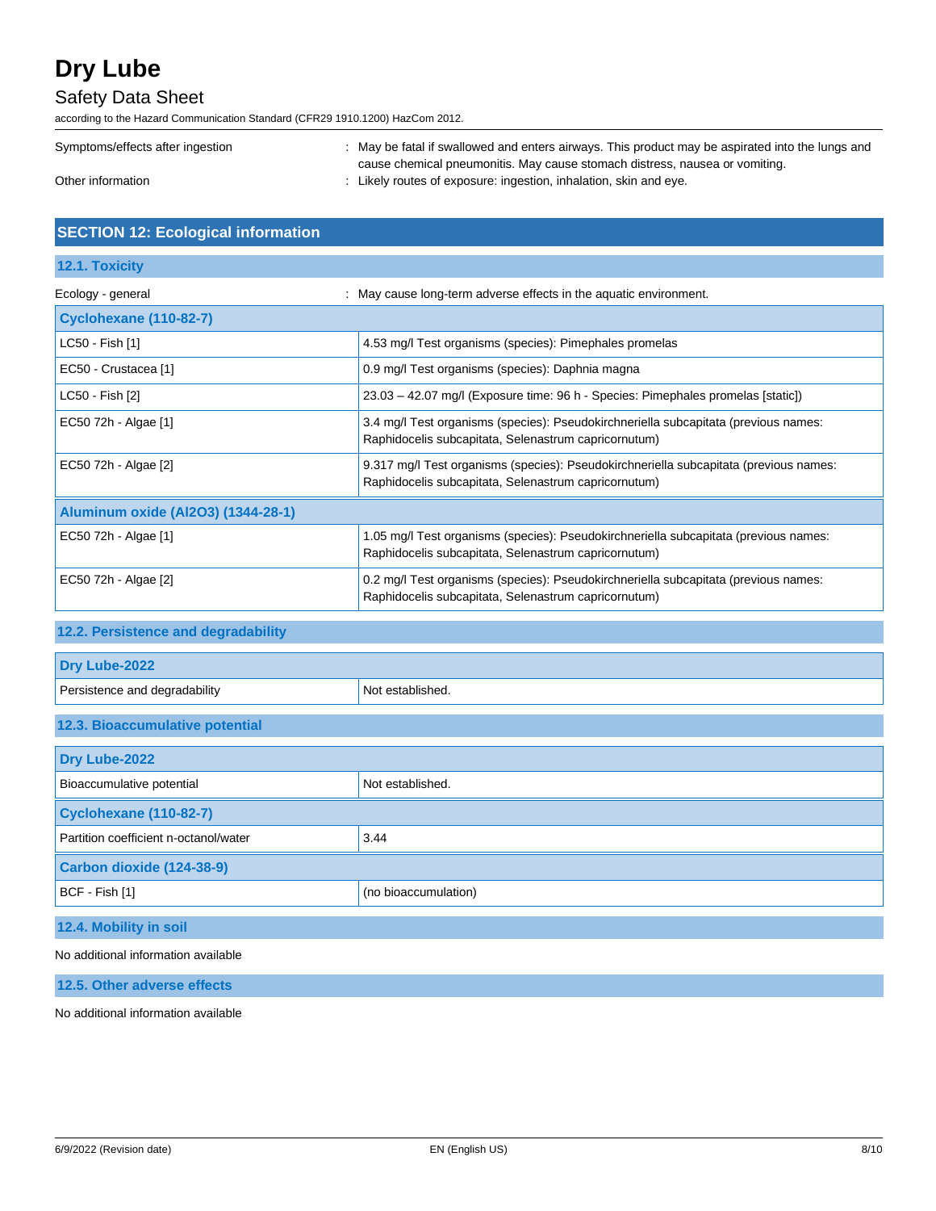Symptoms/effects after ingestion : May be fatal if swallowed and enters airways. This product may be aspirated into the lungs and cause chemical pneumonitis. May cause stomach distress, nausea or vomiting.

Other information : Likely routes of exposure: ingestion, inhalation, skin and eye.

## SECTION 12: Ecological information

### 12.1. Toxicity

Ecology - general : May cause long-term adverse effects in the aquatic environment.

| Cyclohexane (110-82-7) | |
|---|---|
| LC50 - Fish [1] | 4.53 mg/l Test organisms (species): Pimephales promelas |
| EC50 - Crustacea [1] | 0.9 mg/l Test organisms (species): Daphnia magna |
| LC50 - Fish [2] | 23.03 – 42.07 mg/l (Exposure time: 96 h - Species: Pimephales promelas [static]) |
| EC50 72h - Algae [1] | 3.4 mg/l Test organisms (species): Pseudokirchneriella subcapitata (previous names: Raphidocelis subcapitata, Selenastrum capricornutum) |
| EC50 72h - Algae [2] | 9.317 mg/l Test organisms (species): Pseudokirchneriella subcapitata (previous names: Raphidocelis subcapitata, Selenastrum capricornutum) |

| Aluminum oxide (Al2O3) (1344-28-1) | |
|---|---|
| EC50 72h - Algae [1] | 1.05 mg/l Test organisms (species): Pseudokirchneriella subcapitata (previous names: Raphidocelis subcapitata, Selenastrum capricornutum) |
| EC50 72h - Algae [2] | 0.2 mg/l Test organisms (species): Pseudokirchneriella subcapitata (previous names: Raphidocelis subcapitata, Selenastrum capricornutum) |

### 12.2. Persistence and degradability

| Dry Lube-2022 | |
|---|---|
| Persistence and degradability | Not established. |

### 12.3. Bioaccumulative potential

| Dry Lube-2022 | |
|---|---|
| Bioaccumulative potential | Not established. |

| Cyclohexane (110-82-7) | |
|---|---|
| Partition coefficient n-octanol/water | 3.44 |

| Carbon dioxide (124-38-9) | |
|---|---|
| BCF - Fish [1] | (no bioaccumulation) |

### 12.4. Mobility in soil

No additional information available

### 12.5. Other adverse effects

No additional information available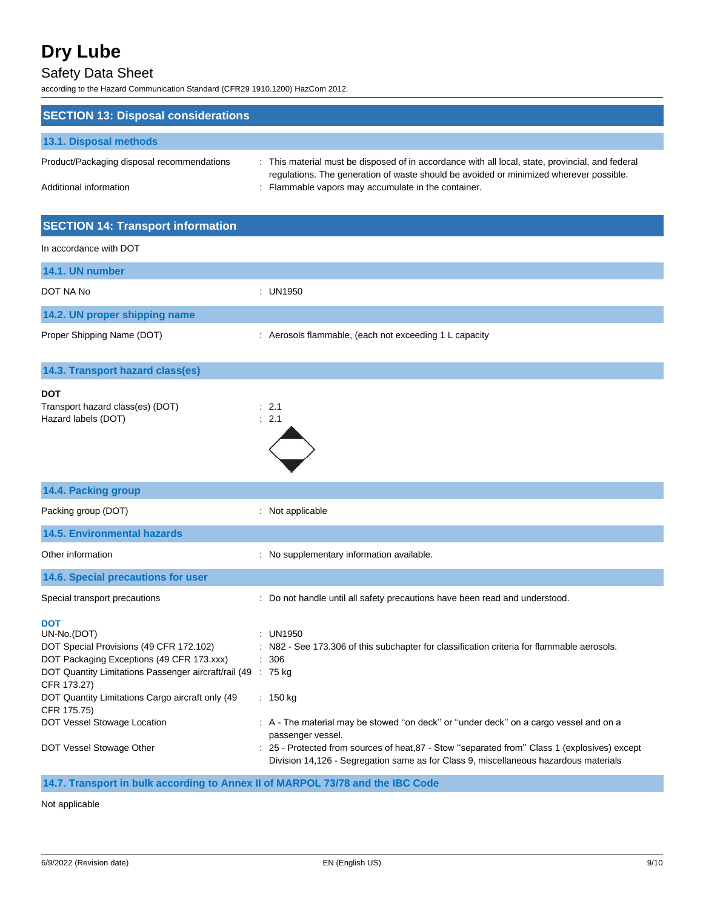## SECTION 13: Disposal considerations

### 13.1. Disposal methods

Product/Packaging disposal recommendations : This material must be disposed of in accordance with all local, state, provincial, and federal regulations. The generation of waste should be avoided or minimized wherever possible.

Additional information : Flammable vapors may accumulate in the container.

## SECTION 14: Transport information

In accordance with DOT

### 14.1. UN number

DOT NA No : UN1950

### 14.2. UN proper shipping name

Proper Shipping Name (DOT) : Aerosols flammable, (each not exceeding 1 L capacity

### 14.3. Transport hazard class(es)

**DOT**

Transport hazard class(es) (DOT) : 2.1

Hazard labels (DOT) : 2.1

### 14.4. Packing group

Packing group (DOT) : Not applicable

### 14.5. Environmental hazards

Other information : No supplementary information available.

### 14.6. Special precautions for user

Special transport precautions : Do not handle until all safety precautions have been read and understood.

**DOT**

UN-No.(DOT) : UN1950

DOT Special Provisions (49 CFR 172.102) : N82 - See 173.306 of this subchapter for classification criteria for flammable aerosols.

DOT Packaging Exceptions (49 CFR 173.xxx) : 306

DOT Quantity Limitations Passenger aircraft/rail (49 CFR 173.27) : 75 kg

DOT Quantity Limitations Cargo aircraft only (49 CFR 175.75) : 150 kg

DOT Vessel Stowage Location : A - The material may be stowed ''on deck'' or ''under deck'' on a cargo vessel and on a passenger vessel.

DOT Vessel Stowage Other : 25 - Protected from sources of heat,87 - Stow ''separated from'' Class 1 (explosives) except Division 14,126 - Segregation same as for Class 9, miscellaneous hazardous materials

### 14.7. Transport in bulk according to Annex II of MARPOL 73/78 and the IBC Code

Not applicable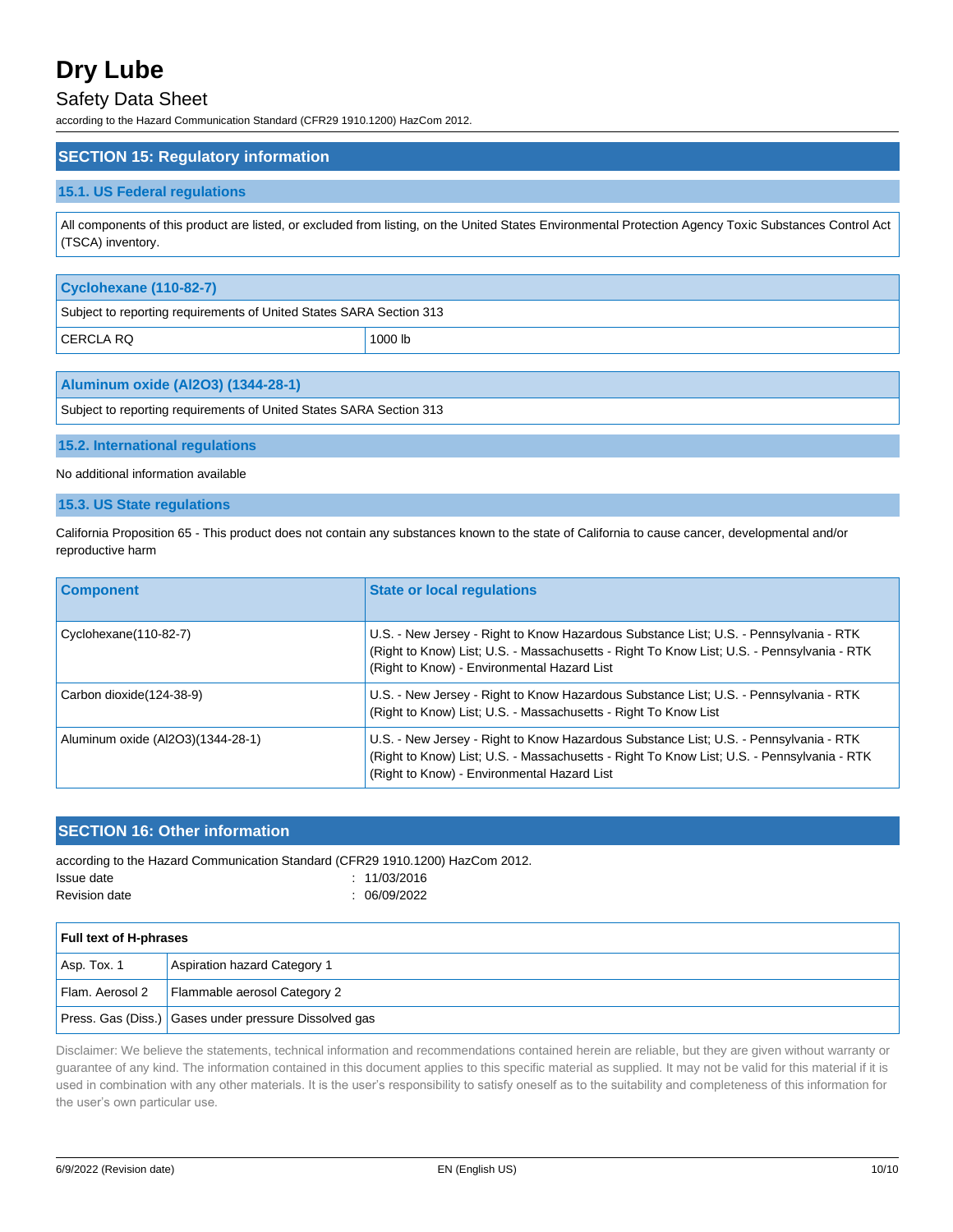## SECTION 15: Regulatory information

### 15.1. US Federal regulations

All components of this product are listed, or excluded from listing, on the United States Environmental Protection Agency Toxic Substances Control Act (TSCA) inventory.

| Cyclohexane (110-82-7) | |
|---|---|
| Subject to reporting requirements of United States SARA Section 313 | |
| CERCLA RQ | 1000 lb |

| Aluminum oxide ($Al_2O_3$) (1344-28-1) |
|---|
| Subject to reporting requirements of United States SARA Section 313 |

### 15.2. International regulations

No additional information available

### 15.3. US State regulations

California Proposition 65 - This product does not contain any substances known to the state of California to cause cancer, developmental and/or reproductive harm

| Component | State or local regulations |
|---|---|
| Cyclohexane(110-82-7) | U.S. - New Jersey - Right to Know Hazardous Substance List; U.S. - Pennsylvania - RTK (Right to Know) List; U.S. - Massachusetts - Right To Know List; U.S. - Pennsylvania - RTK (Right to Know) - Environmental Hazard List |
| Carbon dioxide(124-38-9) | U.S. - New Jersey - Right to Know Hazardous Substance List; U.S. - Pennsylvania - RTK (Right to Know) List; U.S. - Massachusetts - Right To Know List |
| Aluminum oxide ($Al_2O_3$)(1344-28-1) | U.S. - New Jersey - Right to Know Hazardous Substance List; U.S. - Pennsylvania - RTK (Right to Know) List; U.S. - Massachusetts - Right To Know List; U.S. - Pennsylvania - RTK (Right to Know) - Environmental Hazard List |

## SECTION 16: Other information

according to the Hazard Communication Standard (CFR29 1910.1200) HazCom 2012.

Issue date : 11/03/2016

Revision date : 06/09/2022

| Full text of H-phrases | |
|---|---|
| Asp. Tox. 1 | Aspiration hazard Category 1 |
| Flam. Aerosol 2 | Flammable aerosol Category 2 |
| Press. Gas (Diss.) | Gases under pressure Dissolved gas |

Disclaimer: We believe the statements, technical information and recommendations contained herein are reliable, but they are given without warranty or guarantee of any kind. The information contained in this document applies to this specific material as supplied. It may not be valid for this material if it is used in combination with any other materials. It is the user's responsibility to satisfy oneself as to the suitability and completeness of this information for the user's own particular use.